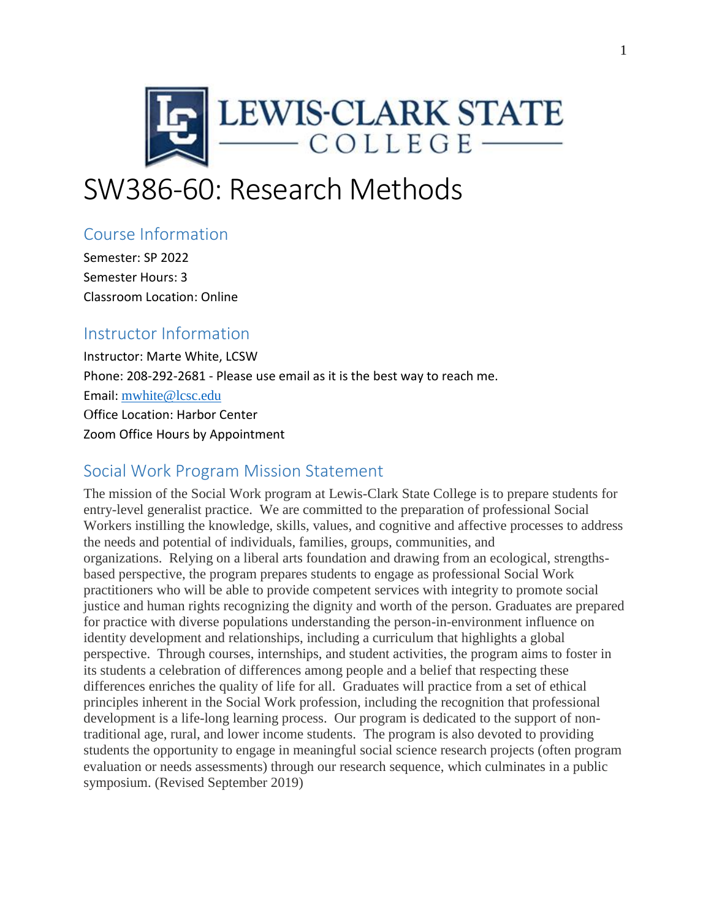# SW386-60: Research Methods

## Course Information

Semester: SP 2022

Semester Hours: 3

Classroom Location: Online

## Instructor Information

Instructor: Marte White, LCSW

Phone: 208-292-2681 - Please use email as it is the best way to reach me.

Email: mwhite@lcsc.edu

Office Location: Harbor Center

Zoom Office Hours by Appointment

## Social Work Program Mission Statement

The mission of the Social Work program at Lewis-Clark State College is to prepare students for entry-level generalist practice. We are committed to the preparation of professional Social Workers instilling the knowledge, skills, values, and cognitive and affective processes to address the needs and potential of individuals, families, groups, communities, and organizations. Relying on a liberal arts foundation and drawing from an ecological, strengths-based perspective, the program prepares students to engage as professional Social Work practitioners who will be able to provide competent services with integrity to promote social justice and human rights recognizing the dignity and worth of the person. Graduates are prepared for practice with diverse populations understanding the person-in-environment influence on identity development and relationships, including a curriculum that highlights a global perspective. Through courses, internships, and student activities, the program aims to foster in its students a celebration of differences among people and a belief that respecting these differences enriches the quality of life for all. Graduates will practice from a set of ethical principles inherent in the Social Work profession, including the recognition that professional development is a life-long learning process. Our program is dedicated to the support of non-traditional age, rural, and lower income students. The program is also devoted to providing students the opportunity to engage in meaningful social science research projects (often program evaluation or needs assessments) through our research sequence, which culminates in a public symposium. (Revised September 2019)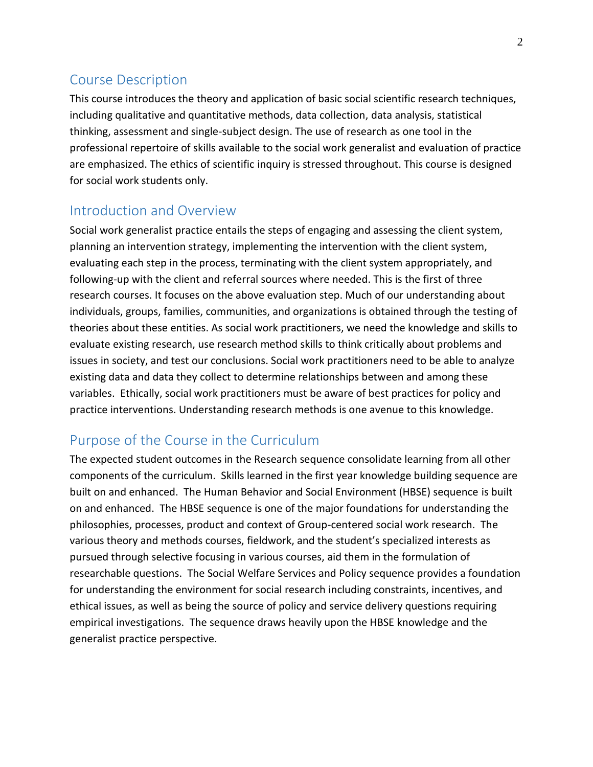## Course Description

This course introduces the theory and application of basic social scientific research techniques, including qualitative and quantitative methods, data collection, data analysis, statistical thinking, assessment and single-subject design. The use of research as one tool in the professional repertoire of skills available to the social work generalist and evaluation of practice are emphasized. The ethics of scientific inquiry is stressed throughout. This course is designed for social work students only.

## Introduction and Overview

Social work generalist practice entails the steps of engaging and assessing the client system, planning an intervention strategy, implementing the intervention with the client system, evaluating each step in the process, terminating with the client system appropriately, and following-up with the client and referral sources where needed. This is the first of three research courses. It focuses on the above evaluation step. Much of our understanding about individuals, groups, families, communities, and organizations is obtained through the testing of theories about these entities. As social work practitioners, we need the knowledge and skills to evaluate existing research, use research method skills to think critically about problems and issues in society, and test our conclusions. Social work practitioners need to be able to analyze existing data and data they collect to determine relationships between and among these variables. Ethically, social work practitioners must be aware of best practices for policy and practice interventions. Understanding research methods is one avenue to this knowledge.

## Purpose of the Course in the Curriculum

The expected student outcomes in the Research sequence consolidate learning from all other components of the curriculum. Skills learned in the first year knowledge building sequence are built on and enhanced. The Human Behavior and Social Environment (HBSE) sequence is built on and enhanced. The HBSE sequence is one of the major foundations for understanding the philosophies, processes, product and context of Group-centered social work research. The various theory and methods courses, fieldwork, and the student's specialized interests as pursued through selective focusing in various courses, aid them in the formulation of researchable questions. The Social Welfare Services and Policy sequence provides a foundation for understanding the environment for social research including constraints, incentives, and ethical issues, as well as being the source of policy and service delivery questions requiring empirical investigations. The sequence draws heavily upon the HBSE knowledge and the generalist practice perspective.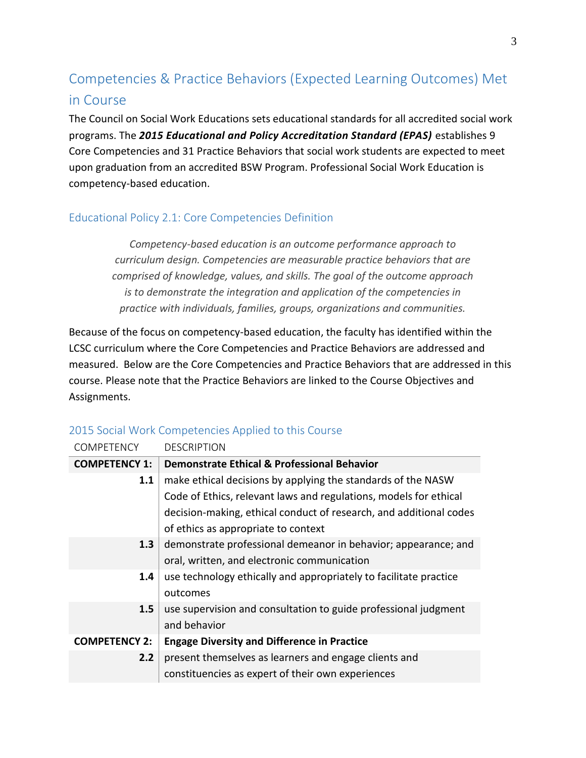## Competencies & Practice Behaviors (Expected Learning Outcomes) Met in Course

The Council on Social Work Educations sets educational standards for all accredited social work programs. The ***2015 Educational and Policy Accreditation Standard (EPAS)*** establishes 9 Core Competencies and 31 Practice Behaviors that social work students are expected to meet upon graduation from an accredited BSW Program. Professional Social Work Education is competency-based education.

### Educational Policy 2.1: Core Competencies Definition

> *Competency-based education is an outcome performance approach to curriculum design. Competencies are measurable practice behaviors that are comprised of knowledge, values, and skills. The goal of the outcome approach is to demonstrate the integration and application of the competencies in practice with individuals, families, groups, organizations and communities.*

Because of the focus on competency-based education, the faculty has identified within the LCSC curriculum where the Core Competencies and Practice Behaviors are addressed and measured. Below are the Core Competencies and Practice Behaviors that are addressed in this course. Please note that the Practice Behaviors are linked to the Course Objectives and Assignments.

### 2015 Social Work Competencies Applied to this Course

| COMPETENCY | DESCRIPTION |
|---|---|
| **COMPETENCY 1:** | **Demonstrate Ethical & Professional Behavior** |
| **1.1** | make ethical decisions by applying the standards of the NASW Code of Ethics, relevant laws and regulations, models for ethical decision-making, ethical conduct of research, and additional codes of ethics as appropriate to context |
| **1.3** | demonstrate professional demeanor in behavior; appearance; and oral, written, and electronic communication |
| **1.4** | use technology ethically and appropriately to facilitate practice outcomes |
| **1.5** | use supervision and consultation to guide professional judgment and behavior |
| **COMPETENCY 2:** | **Engage Diversity and Difference in Practice** |
| **2.2** | present themselves as learners and engage clients and constituencies as expert of their own experiences |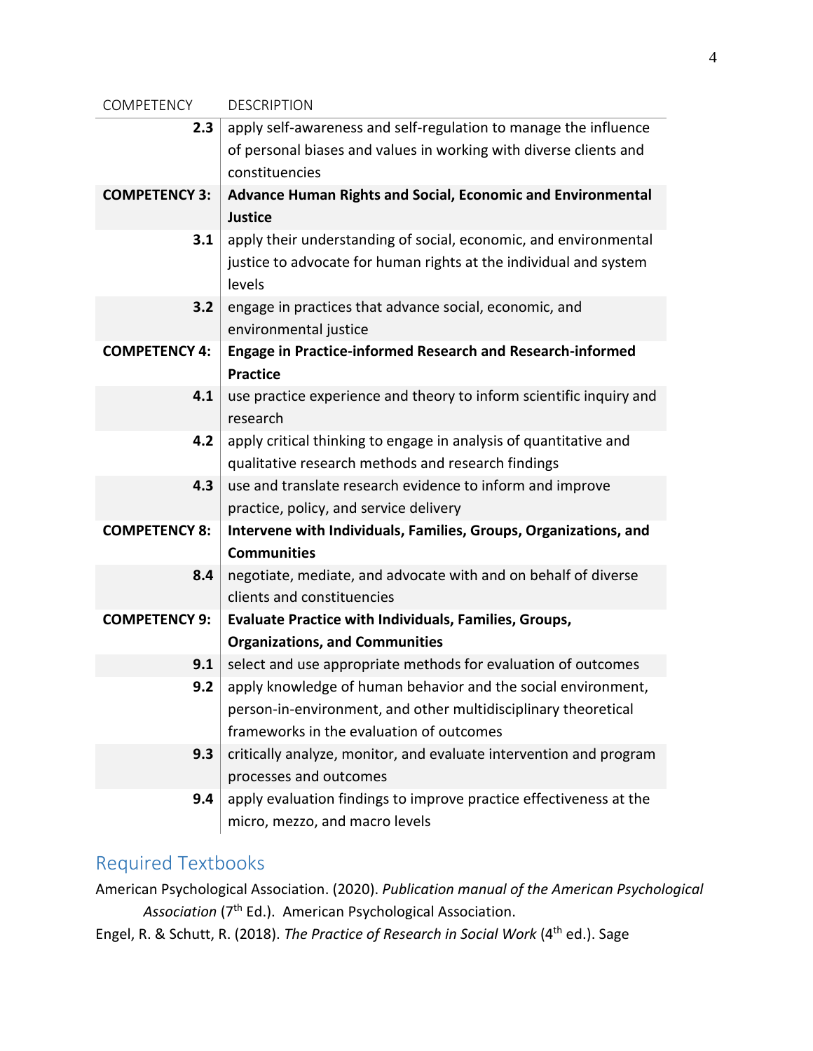| COMPETENCY | DESCRIPTION |
|---|---|
| **2.3** | apply self-awareness and self-regulation to manage the influence of personal biases and values in working with diverse clients and constituencies |
| **COMPETENCY 3:** | **Advance Human Rights and Social, Economic and Environmental Justice** |
| **3.1** | apply their understanding of social, economic, and environmental justice to advocate for human rights at the individual and system levels |
| **3.2** | engage in practices that advance social, economic, and environmental justice |
| **COMPETENCY 4:** | **Engage in Practice-informed Research and Research-informed Practice** |
| **4.1** | use practice experience and theory to inform scientific inquiry and research |
| **4.2** | apply critical thinking to engage in analysis of quantitative and qualitative research methods and research findings |
| **4.3** | use and translate research evidence to inform and improve practice, policy, and service delivery |
| **COMPETENCY 8:** | **Intervene with Individuals, Families, Groups, Organizations, and Communities** |
| **8.4** | negotiate, mediate, and advocate with and on behalf of diverse clients and constituencies |
| **COMPETENCY 9:** | **Evaluate Practice with Individuals, Families, Groups, Organizations, and Communities** |
| **9.1** | select and use appropriate methods for evaluation of outcomes |
| **9.2** | apply knowledge of human behavior and the social environment, person-in-environment, and other multidisciplinary theoretical frameworks in the evaluation of outcomes |
| **9.3** | critically analyze, monitor, and evaluate intervention and program processes and outcomes |
| **9.4** | apply evaluation findings to improve practice effectiveness at the micro, mezzo, and macro levels |

## Required Textbooks

American Psychological Association. (2020). *Publication manual of the American Psychological Association* (7th Ed.). American Psychological Association.

Engel, R. & Schutt, R. (2018). *The Practice of Research in Social Work* (4th ed.). Sage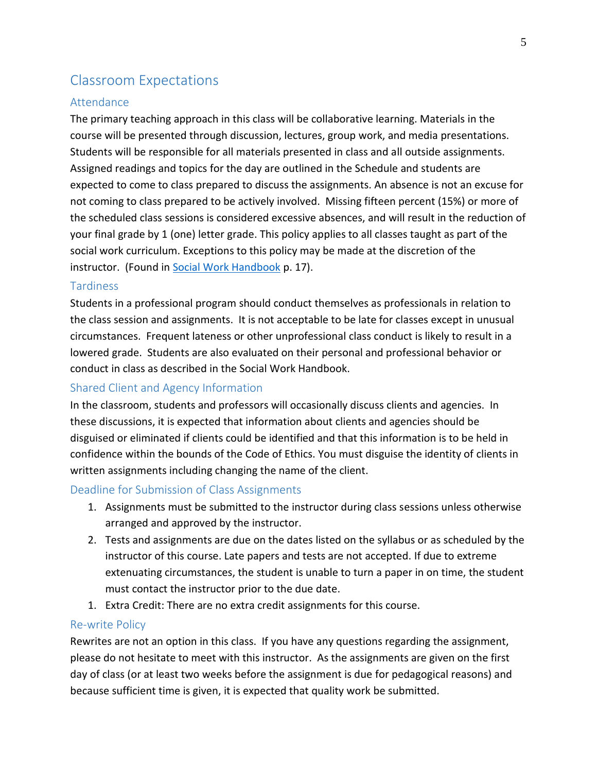## Classroom Expectations

### Attendance

The primary teaching approach in this class will be collaborative learning. Materials in the course will be presented through discussion, lectures, group work, and media presentations. Students will be responsible for all materials presented in class and all outside assignments. Assigned readings and topics for the day are outlined in the Schedule and students are expected to come to class prepared to discuss the assignments. An absence is not an excuse for not coming to class prepared to be actively involved. Missing fifteen percent (15%) or more of the scheduled class sessions is considered excessive absences, and will result in the reduction of your final grade by 1 (one) letter grade. This policy applies to all classes taught as part of the social work curriculum. Exceptions to this policy may be made at the discretion of the instructor. (Found in Social Work Handbook p. 17).

### Tardiness

Students in a professional program should conduct themselves as professionals in relation to the class session and assignments. It is not acceptable to be late for classes except in unusual circumstances. Frequent lateness or other unprofessional class conduct is likely to result in a lowered grade. Students are also evaluated on their personal and professional behavior or conduct in class as described in the Social Work Handbook.

### Shared Client and Agency Information

In the classroom, students and professors will occasionally discuss clients and agencies. In these discussions, it is expected that information about clients and agencies should be disguised or eliminated if clients could be identified and that this information is to be held in confidence within the bounds of the Code of Ethics. You must disguise the identity of clients in written assignments including changing the name of the client.

### Deadline for Submission of Class Assignments

1. Assignments must be submitted to the instructor during class sessions unless otherwise arranged and approved by the instructor.
2. Tests and assignments are due on the dates listed on the syllabus or as scheduled by the instructor of this course. Late papers and tests are not accepted. If due to extreme extenuating circumstances, the student is unable to turn a paper in on time, the student must contact the instructor prior to the due date.
1. Extra Credit: There are no extra credit assignments for this course.

### Re-write Policy

Rewrites are not an option in this class. If you have any questions regarding the assignment, please do not hesitate to meet with this instructor. As the assignments are given on the first day of class (or at least two weeks before the assignment is due for pedagogical reasons) and because sufficient time is given, it is expected that quality work be submitted.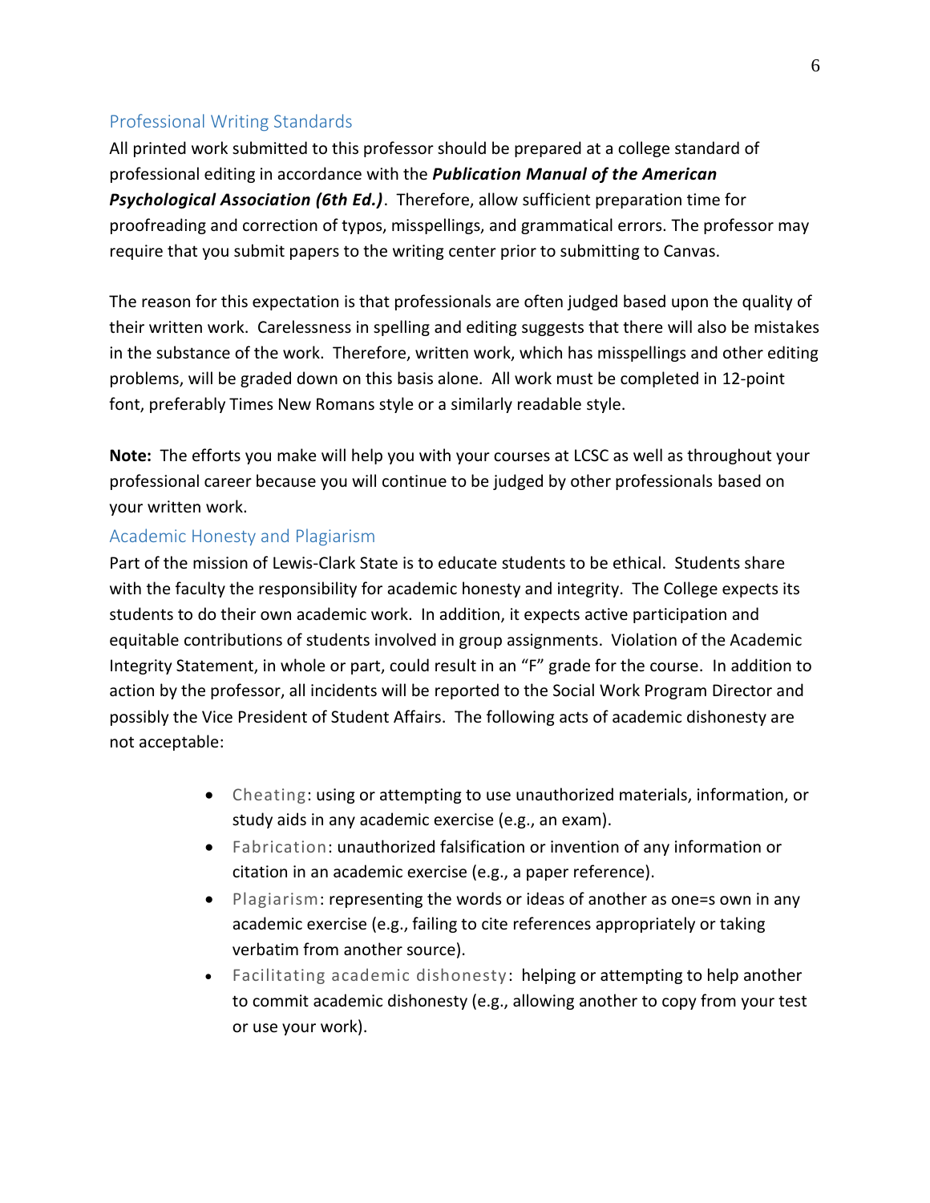## Professional Writing Standards

All printed work submitted to this professor should be prepared at a college standard of professional editing in accordance with the ***Publication Manual of the American Psychological Association (6th Ed.)***. Therefore, allow sufficient preparation time for proofreading and correction of typos, misspellings, and grammatical errors. The professor may require that you submit papers to the writing center prior to submitting to Canvas.

The reason for this expectation is that professionals are often judged based upon the quality of their written work. Carelessness in spelling and editing suggests that there will also be mistakes in the substance of the work. Therefore, written work, which has misspellings and other editing problems, will be graded down on this basis alone. All work must be completed in 12-point font, preferably Times New Romans style or a similarly readable style.

**Note:** The efforts you make will help you with your courses at LCSC as well as throughout your professional career because you will continue to be judged by other professionals based on your written work.

## Academic Honesty and Plagiarism

Part of the mission of Lewis-Clark State is to educate students to be ethical. Students share with the faculty the responsibility for academic honesty and integrity. The College expects its students to do their own academic work. In addition, it expects active participation and equitable contributions of students involved in group assignments. Violation of the Academic Integrity Statement, in whole or part, could result in an "F" grade for the course. In addition to action by the professor, all incidents will be reported to the Social Work Program Director and possibly the Vice President of Student Affairs. The following acts of academic dishonesty are not acceptable:

- Cheating: using or attempting to use unauthorized materials, information, or study aids in any academic exercise (e.g., an exam).
- Fabrication: unauthorized falsification or invention of any information or citation in an academic exercise (e.g., a paper reference).
- Plagiarism: representing the words or ideas of another as one=s own in any academic exercise (e.g., failing to cite references appropriately or taking verbatim from another source).
- Facilitating academic dishonesty: helping or attempting to help another to commit academic dishonesty (e.g., allowing another to copy from your test or use your work).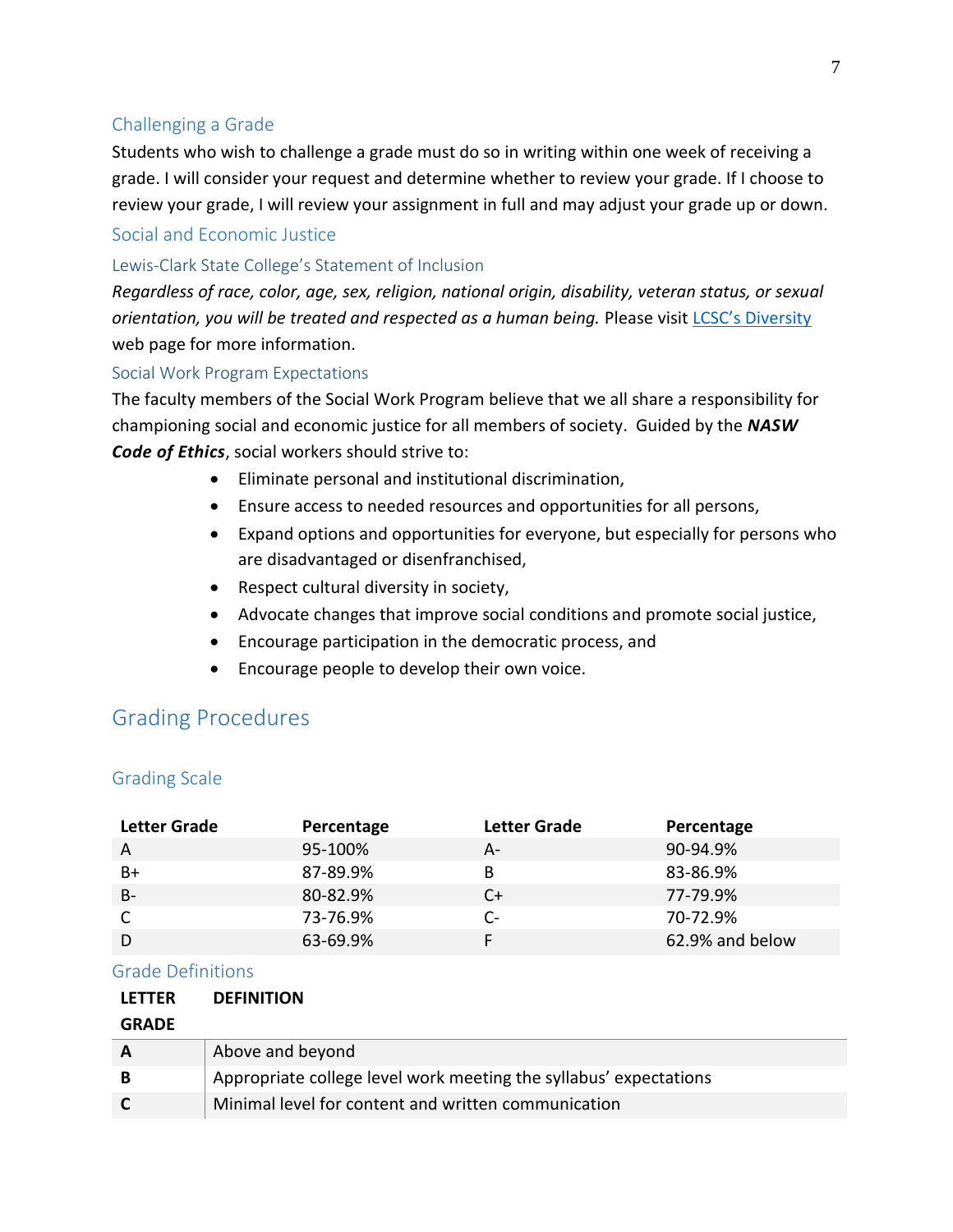### Challenging a Grade

Students who wish to challenge a grade must do so in writing within one week of receiving a grade. I will consider your request and determine whether to review your grade. If I choose to review your grade, I will review your assignment in full and may adjust your grade up or down.

### Social and Economic Justice

#### Lewis-Clark State College's Statement of Inclusion

*Regardless of race, color, age, sex, religion, national origin, disability, veteran status, or sexual orientation, you will be treated and respected as a human being.* Please visit [LCSC's Diversity](#) web page for more information.

#### Social Work Program Expectations

The faculty members of the Social Work Program believe that we all share a responsibility for championing social and economic justice for all members of society. Guided by the ***NASW Code of Ethics***, social workers should strive to:

- Eliminate personal and institutional discrimination,
- Ensure access to needed resources and opportunities for all persons,
- Expand options and opportunities for everyone, but especially for persons who are disadvantaged or disenfranchised,
- Respect cultural diversity in society,
- Advocate changes that improve social conditions and promote social justice,
- Encourage participation in the democratic process, and
- Encourage people to develop their own voice.

## Grading Procedures

### Grading Scale

| Letter Grade | Percentage | Letter Grade | Percentage |
|---|---|---|---|
| A | 95-100% | A- | 90-94.9% |
| B+ | 87-89.9% | B | 83-86.9% |
| B- | 80-82.9% | C+ | 77-79.9% |
| C | 73-76.9% | C- | 70-72.9% |
| D | 63-69.9% | F | 62.9% and below |

### Grade Definitions

| LETTER GRADE | DEFINITION |
|---|---|
| **A** | Above and beyond |
| **B** | Appropriate college level work meeting the syllabus' expectations |
| **C** | Minimal level for content and written communication |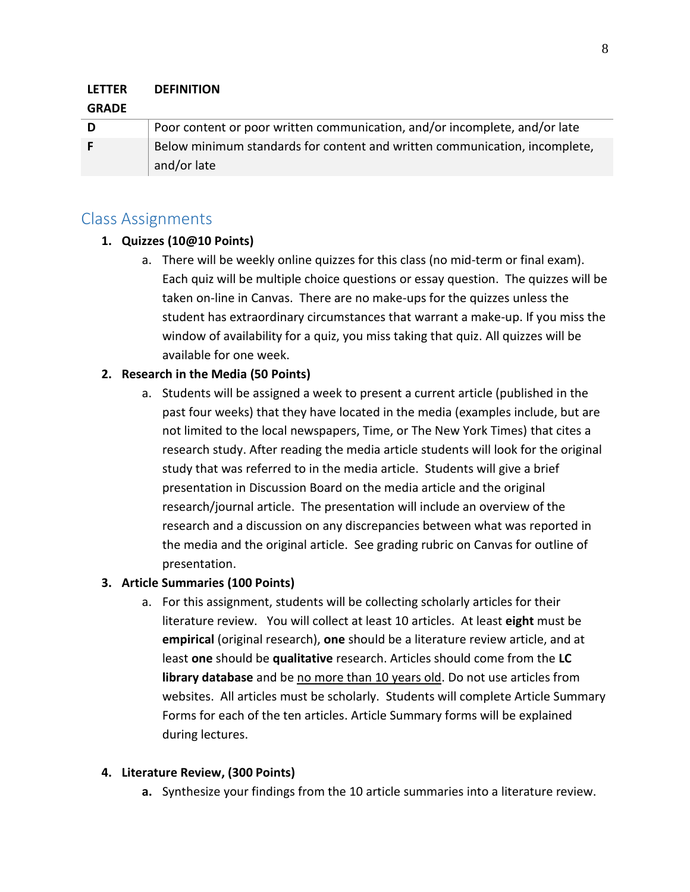| LETTER GRADE | DEFINITION |
|---|---|
| **D** | Poor content or poor written communication, and/or incomplete, and/or late |
| **F** | Below minimum standards for content and written communication, incomplete, and/or late |

## Class Assignments

1. **Quizzes (10@10 Points)**
   a. There will be weekly online quizzes for this class (no mid-term or final exam). Each quiz will be multiple choice questions or essay question. The quizzes will be taken on-line in Canvas. There are no make-ups for the quizzes unless the student has extraordinary circumstances that warrant a make-up. If you miss the window of availability for a quiz, you miss taking that quiz. All quizzes will be available for one week.
2. **Research in the Media (50 Points)**
   a. Students will be assigned a week to present a current article (published in the past four weeks) that they have located in the media (examples include, but are not limited to the local newspapers, Time, or The New York Times) that cites a research study. After reading the media article students will look for the original study that was referred to in the media article. Students will give a brief presentation in Discussion Board on the media article and the original research/journal article. The presentation will include an overview of the research and a discussion on any discrepancies between what was reported in the media and the original article. See grading rubric on Canvas for outline of presentation.
3. **Article Summaries (100 Points)**
   a. For this assignment, students will be collecting scholarly articles for their literature review. You will collect at least 10 articles. At least **eight** must be **empirical** (original research), **one** should be a literature review article, and at least **one** should be **qualitative** research. Articles should come from the **LC library database** and be no more than 10 years old. Do not use articles from websites. All articles must be scholarly. Students will complete Article Summary Forms for each of the ten articles. Article Summary forms will be explained during lectures.
4. **Literature Review, (300 Points)**
   **a.** Synthesize your findings from the 10 article summaries into a literature review.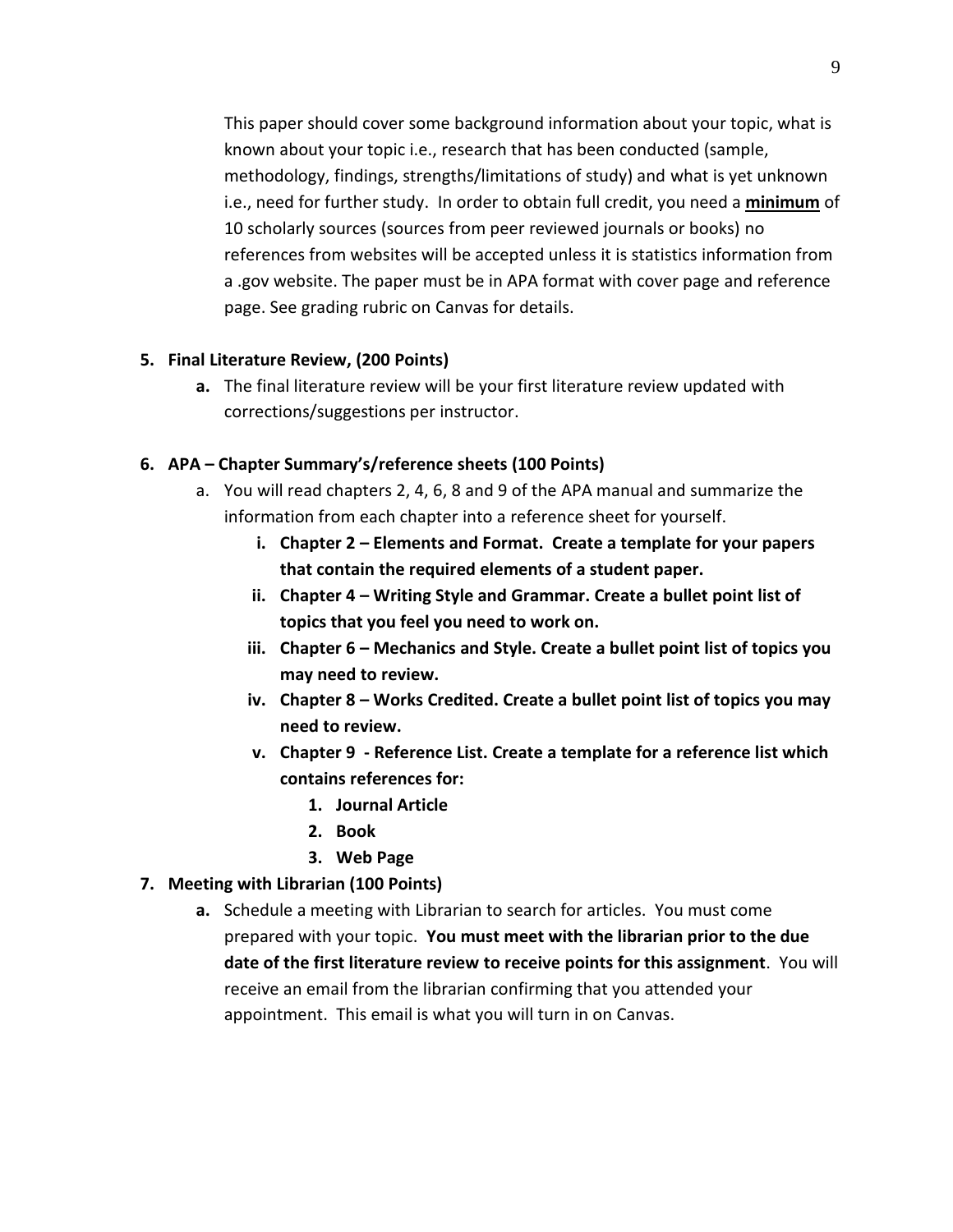This paper should cover some background information about your topic, what is known about your topic i.e., research that has been conducted (sample, methodology, findings, strengths/limitations of study) and what is yet unknown i.e., need for further study. In order to obtain full credit, you need a <u>**minimum**</u> of 10 scholarly sources (sources from peer reviewed journals or books) no references from websites will be accepted unless it is statistics information from a .gov website. The paper must be in APA format with cover page and reference page. See grading rubric on Canvas for details.

5. **Final Literature Review, (200 Points)**
    a. The final literature review will be your first literature review updated with corrections/suggestions per instructor.

6. **APA – Chapter Summary's/reference sheets (100 Points)**
    a. You will read chapters 2, 4, 6, 8 and 9 of the APA manual and summarize the information from each chapter into a reference sheet for yourself.
        i. **Chapter 2 – Elements and Format. Create a template for your papers that contain the required elements of a student paper.**
        ii. **Chapter 4 – Writing Style and Grammar. Create a bullet point list of topics that you feel you need to work on.**
        iii. **Chapter 6 – Mechanics and Style. Create a bullet point list of topics you may need to review.**
        iv. **Chapter 8 – Works Credited. Create a bullet point list of topics you may need to review.**
        v. **Chapter 9 - Reference List. Create a template for a reference list which contains references for:**
            1. **Journal Article**
            2. **Book**
            3. **Web Page**

7. **Meeting with Librarian (100 Points)**
    a. Schedule a meeting with Librarian to search for articles. You must come prepared with your topic. **You must meet with the librarian prior to the due date of the first literature review to receive points for this assignment**. You will receive an email from the librarian confirming that you attended your appointment. This email is what you will turn in on Canvas.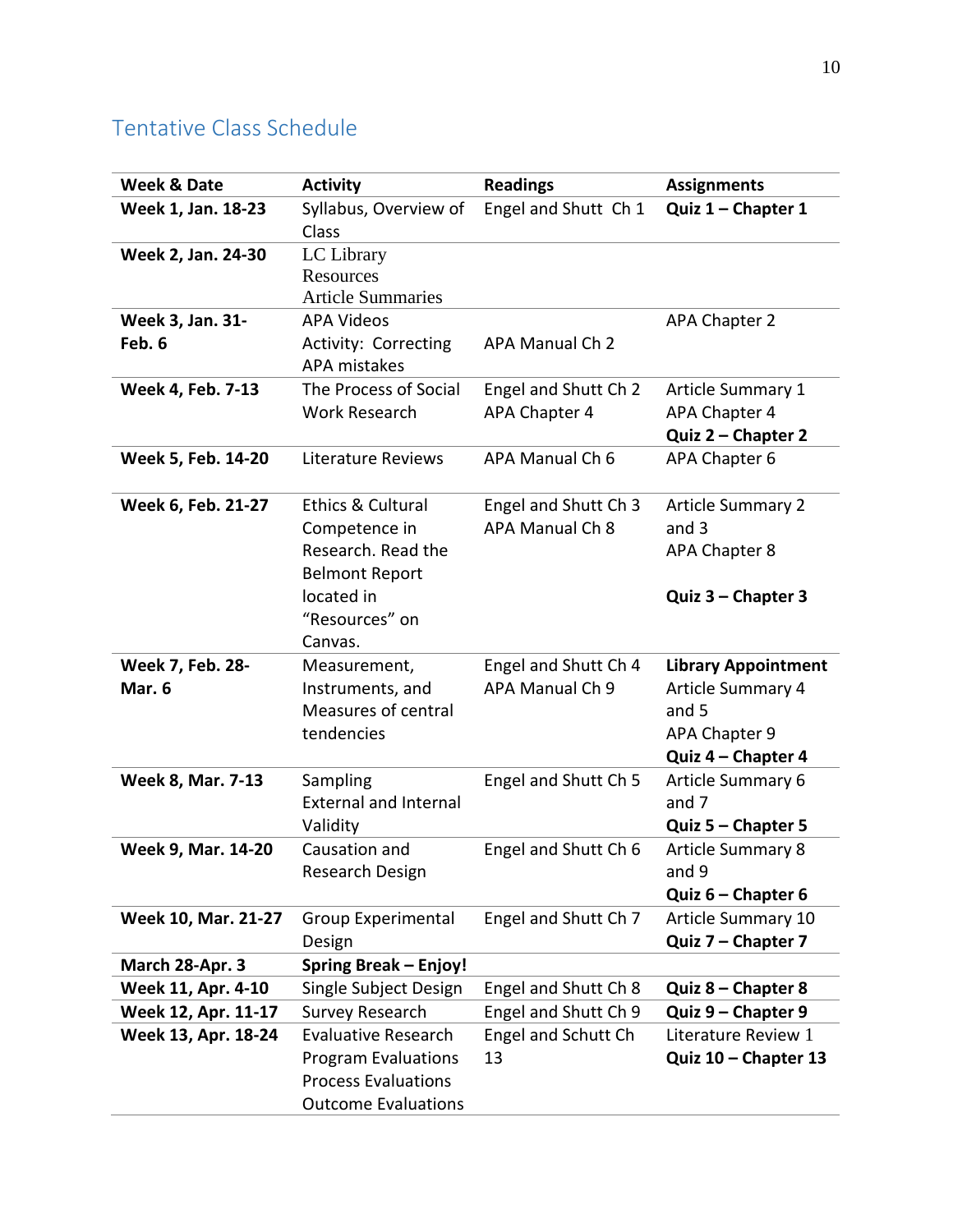## Tentative Class Schedule

| Week & Date | Activity | Readings | Assignments |
|---|---|---|---|
| **Week 1, Jan. 18-23** | Syllabus, Overview of Class | Engel and Shutt Ch 1 | **Quiz 1 – Chapter 1** |
| **Week 2, Jan. 24-30** | LC Library Resources Article Summaries | | |
| **Week 3, Jan. 31-Feb. 6** | APA Videos Activity: Correcting APA mistakes | APA Manual Ch 2 | APA Chapter 2 |
| **Week 4, Feb. 7-13** | The Process of Social Work Research | Engel and Shutt Ch 2 APA Chapter 4 | Article Summary 1 APA Chapter 4 **Quiz 2 – Chapter 2** |
| **Week 5, Feb. 14-20** | Literature Reviews | APA Manual Ch 6 | APA Chapter 6 |
| **Week 6, Feb. 21-27** | Ethics & Cultural Competence in Research. Read the Belmont Report located in "Resources" on Canvas. | Engel and Shutt Ch 3 APA Manual Ch 8 | Article Summary 2 and 3 APA Chapter 8 **Quiz 3 – Chapter 3** |
| **Week 7, Feb. 28-Mar. 6** | Measurement, Instruments, and Measures of central tendencies | Engel and Shutt Ch 4 APA Manual Ch 9 | **Library Appointment** Article Summary 4 and 5 APA Chapter 9 **Quiz 4 – Chapter 4** |
| **Week 8, Mar. 7-13** | Sampling External and Internal Validity | Engel and Shutt Ch 5 | Article Summary 6 and 7 **Quiz 5 – Chapter 5** |
| **Week 9, Mar. 14-20** | Causation and Research Design | Engel and Shutt Ch 6 | Article Summary 8 and 9 **Quiz 6 – Chapter 6** |
| **Week 10, Mar. 21-27** | Group Experimental Design | Engel and Shutt Ch 7 | Article Summary 10 **Quiz 7 – Chapter 7** |
| **March 28-Apr. 3** | **Spring Break – Enjoy!** | | |
| **Week 11, Apr. 4-10** | Single Subject Design | Engel and Shutt Ch 8 | **Quiz 8 – Chapter 8** |
| **Week 12, Apr. 11-17** | Survey Research | Engel and Shutt Ch 9 | **Quiz 9 – Chapter 9** |
| **Week 13, Apr. 18-24** | Evaluative Research Program Evaluations Process Evaluations Outcome Evaluations | Engel and Schutt Ch 13 | Literature Review 1 **Quiz 10 – Chapter 13** |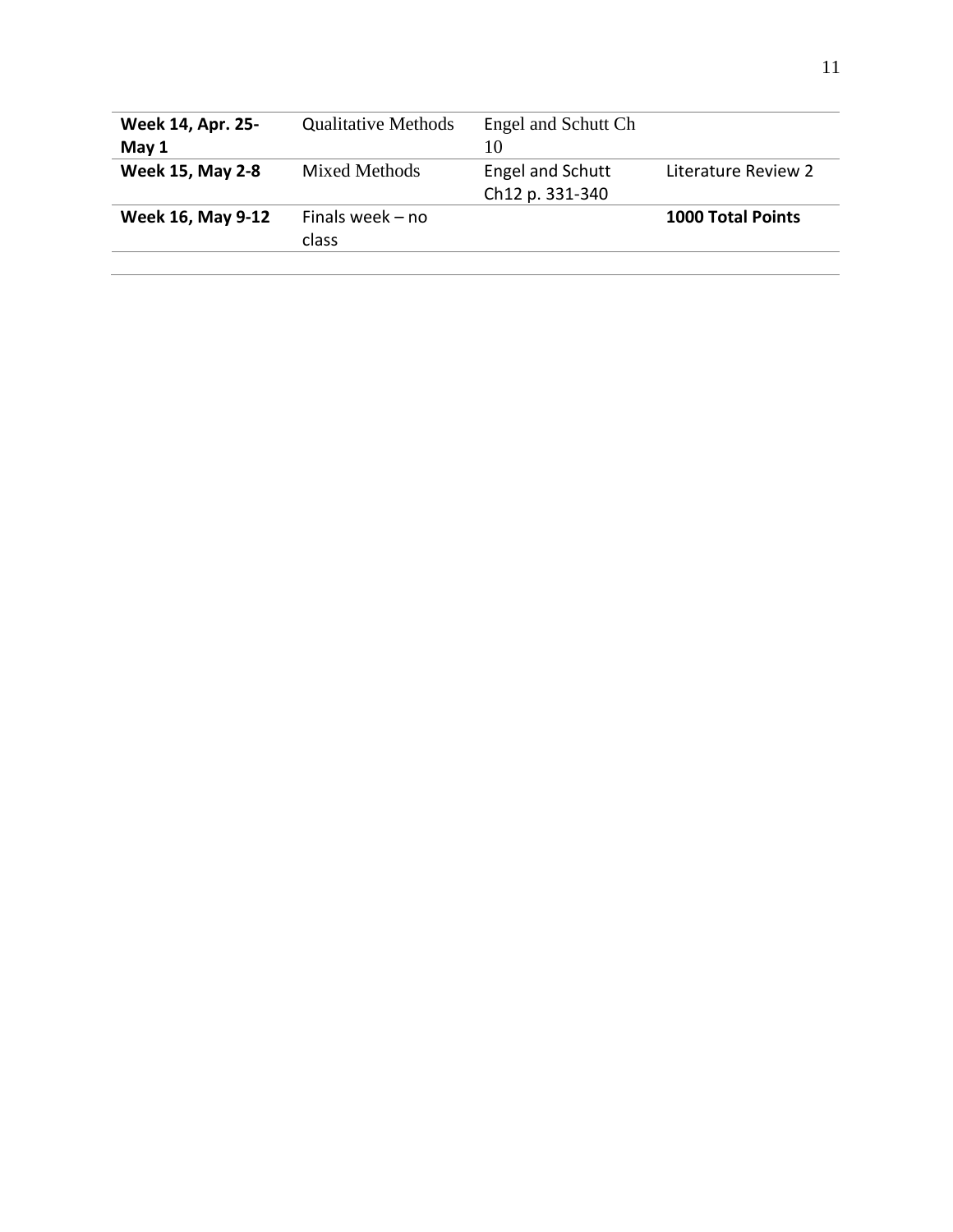| | | | |
|---|---|---|---|
| **Week 14, Apr. 25-May 1** | Qualitative Methods | Engel and Schutt Ch 10 | |
| **Week 15, May 2-8** | Mixed Methods | Engel and Schutt Ch12 p. 331-340 | Literature Review 2 |
| **Week 16, May 9-12** | Finals week – no class | | **1000 Total Points** |